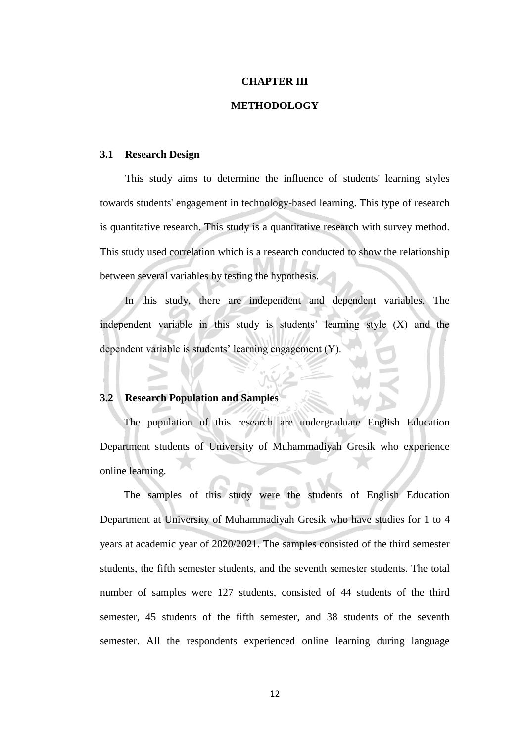# CHAPTER III

# METHODOLOGY

## 3.1 Research Design

This study aims to determine the influence of students' learning styles towards students' engagement in technology-based learning. This type of research is quantitative research. This study is a quantitative research with survey method. This study used correlation which is a research conducted to show the relationship between several variables by testing the hypothesis.

In this study, there are independent and dependent variables. The independent variable in this study is students' learning style (X) and the dependent variable is students' learning engagement (Y).

## 3.2 Research Population and Samples

The population of this research are undergraduate English Education Department students of University of Muhammadiyah Gresik who experience online learning.

The samples of this study were the students of English Education Department at University of Muhammadiyah Gresik who have studies for 1 to 4 years at academic year of 2020/2021. The samples consisted of the third semester students, the fifth semester students, and the seventh semester students. The total number of samples were 127 students, consisted of 44 students of the third semester, 45 students of the fifth semester, and 38 students of the seventh semester. All the respondents experienced online learning during language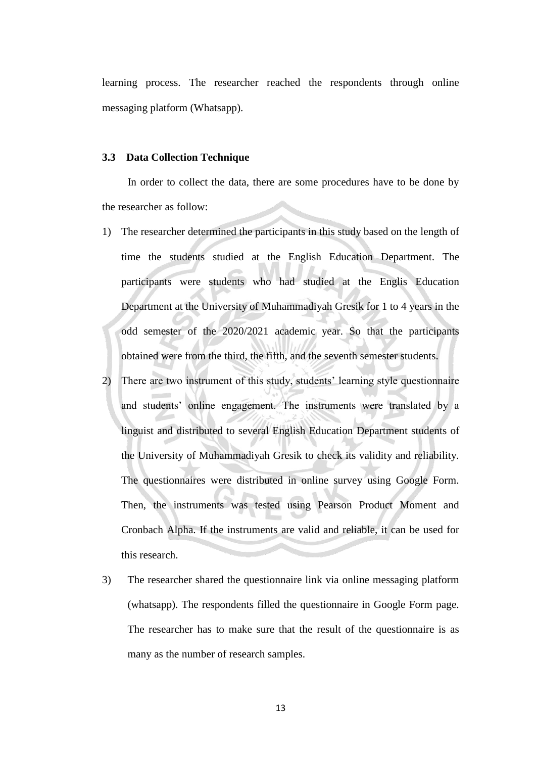learning process. The researcher reached the respondents through online messaging platform (Whatsapp).

### 3.3 Data Collection Technique

In order to collect the data, there are some procedures have to be done by the researcher as follow:

1) The researcher determined the participants in this study based on the length of time the students studied at the English Education Department. The participants were students who had studied at the Englis Education Department at the University of Muhammadiyah Gresik for 1 to 4 years in the odd semester of the 2020/2021 academic year. So that the participants obtained were from the third, the fifth, and the seventh semester students.
2) There are two instrument of this study, students' learning style questionnaire and students' online engagement. The instruments were translated by a linguist and distributed to several English Education Department students of the University of Muhammadiyah Gresik to check its validity and reliability. The questionnaires were distributed in online survey using Google Form. Then, the instruments was tested using Pearson Product Moment and Cronbach Alpha. If the instruments are valid and reliable, it can be used for this research.
3) The researcher shared the questionnaire link via online messaging platform (whatsapp). The respondents filled the questionnaire in Google Form page. The researcher has to make sure that the result of the questionnaire is as many as the number of research samples.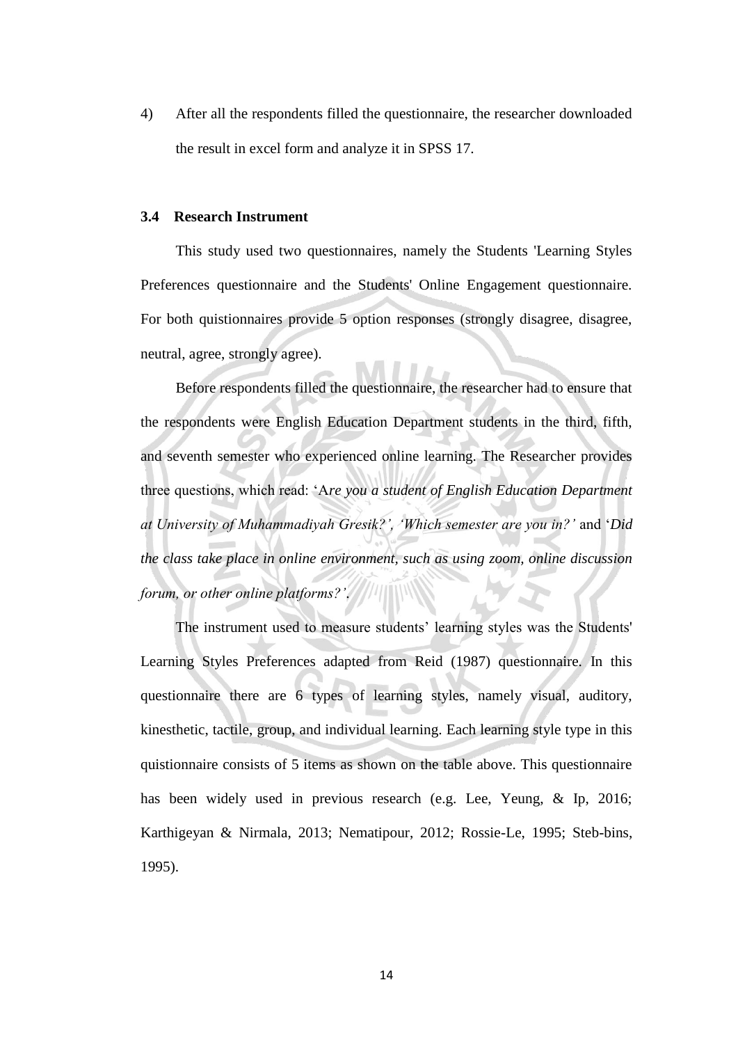4) After all the respondents filled the questionnaire, the researcher downloaded the result in excel form and analyze it in SPSS 17.

### 3.4 Research Instrument

This study used two questionnaires, namely the Students 'Learning Styles Preferences questionnaire and the Students' Online Engagement questionnaire. For both quistionnaires provide 5 option responses (strongly disagree, disagree, neutral, agree, strongly agree).

Before respondents filled the questionnaire, the researcher had to ensure that the respondents were English Education Department students in the third, fifth, and seventh semester who experienced online learning. The Researcher provides three questions, which read: 'A*re you a student of English Education Department at University of Muhammadiyah Gresik?', 'Which semester are you in?'* and '*Did the class take place in online environment, such as using zoom, online discussion forum, or other online platforms?'*.

The instrument used to measure students' learning styles was the Students' Learning Styles Preferences adapted from Reid (1987) questionnaire. In this questionnaire there are 6 types of learning styles, namely visual, auditory, kinesthetic, tactile, group, and individual learning. Each learning style type in this quistionnaire consists of 5 items as shown on the table above. This questionnaire has been widely used in previous research (e.g. Lee, Yeung, & Ip, 2016; Karthigeyan & Nirmala, 2013; Nematipour, 2012; Rossie-Le, 1995; Steb-bins, 1995).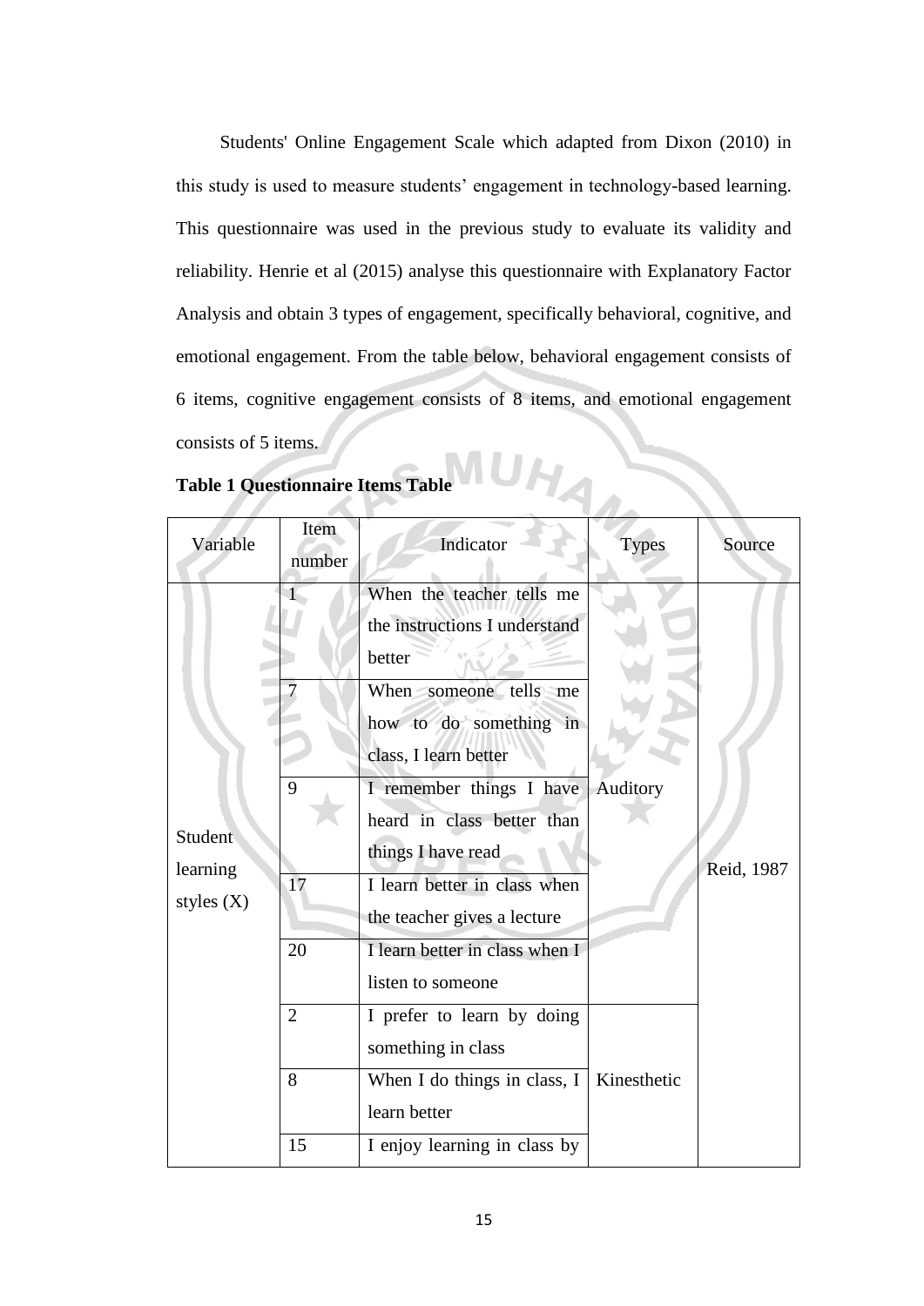Students' Online Engagement Scale which adapted from Dixon (2010) in this study is used to measure students' engagement in technology-based learning. This questionnaire was used in the previous study to evaluate its validity and reliability. Henrie et al (2015) analyse this questionnaire with Explanatory Factor Analysis and obtain 3 types of engagement, specifically behavioral, cognitive, and emotional engagement. From the table below, behavioral engagement consists of 6 items, cognitive engagement consists of 8 items, and emotional engagement consists of 5 items.

**Table 1 Questionnaire Items Table**

| Variable | Item number | Indicator | Types | Source |
|---|---|---|---|---|
| Student learning styles (X) | 1 | When the teacher tells me the instructions I understand better | Auditory | Reid, 1987 |
| | 7 | When someone tells me how to do something in class, I learn better | | |
| | 9 | I remember things I have heard in class better than things I have read | | |
| | 17 | I learn better in class when the teacher gives a lecture | | |
| | 20 | I learn better in class when I listen to someone | | |
| | 2 | I prefer to learn by doing something in class | Kinesthetic | |
| | 8 | When I do things in class, I learn better | | |
| | 15 | I enjoy learning in class by | | |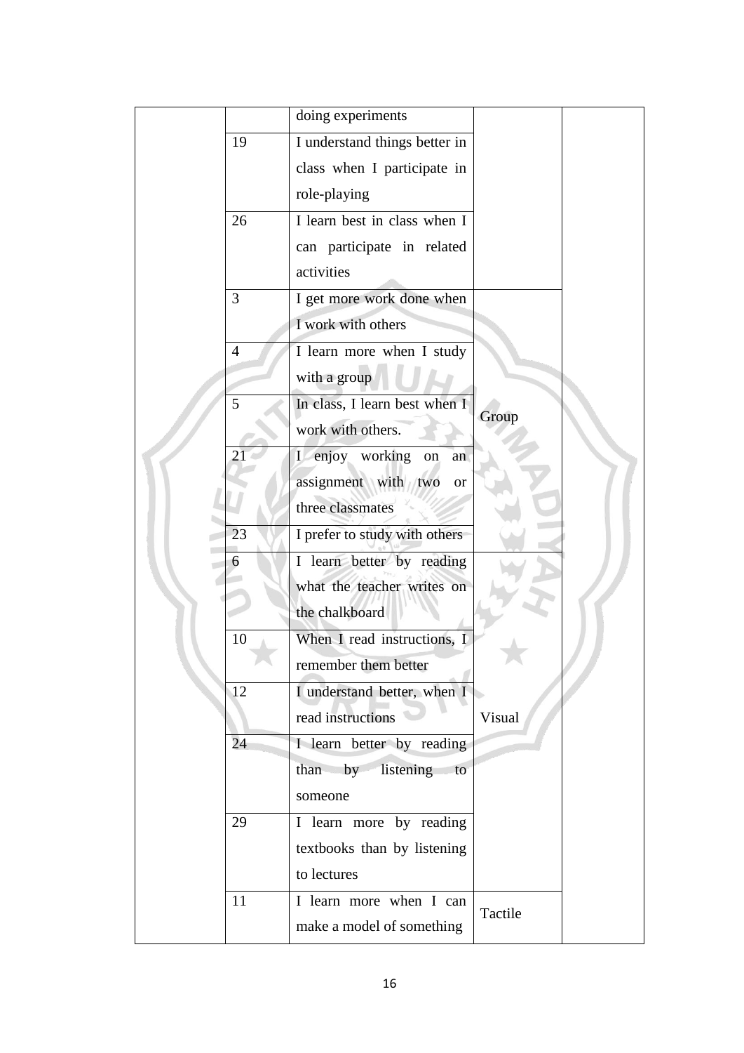|  |  | doing experiments |  |  |
|---|---|---|---|---|
|  | 19 | I understand things better in class when I participate in role-playing |  |  |
|  | 26 | I learn best in class when I can participate in related activities |  |  |
|  | 3 | I get more work done when I work with others | Group |  |
|  | 4 | I learn more when I study with a group |  |  |
|  | 5 | In class, I learn best when I work with others. |  |  |
|  | 21 | I enjoy working on an assignment with two or three classmates |  |  |
|  | 23 | I prefer to study with others |  |  |
|  | 6 | I learn better by reading what the teacher writes on the chalkboard | Visual |  |
|  | 10 | When I read instructions, I remember them better |  |  |
|  | 12 | I understand better, when I read instructions |  |  |
|  | 24 | I learn better by reading than by listening to someone |  |  |
|  | 29 | I learn more by reading textbooks than by listening to lectures |  |  |
|  | 11 | I learn more when I can make a model of something | Tactile |  |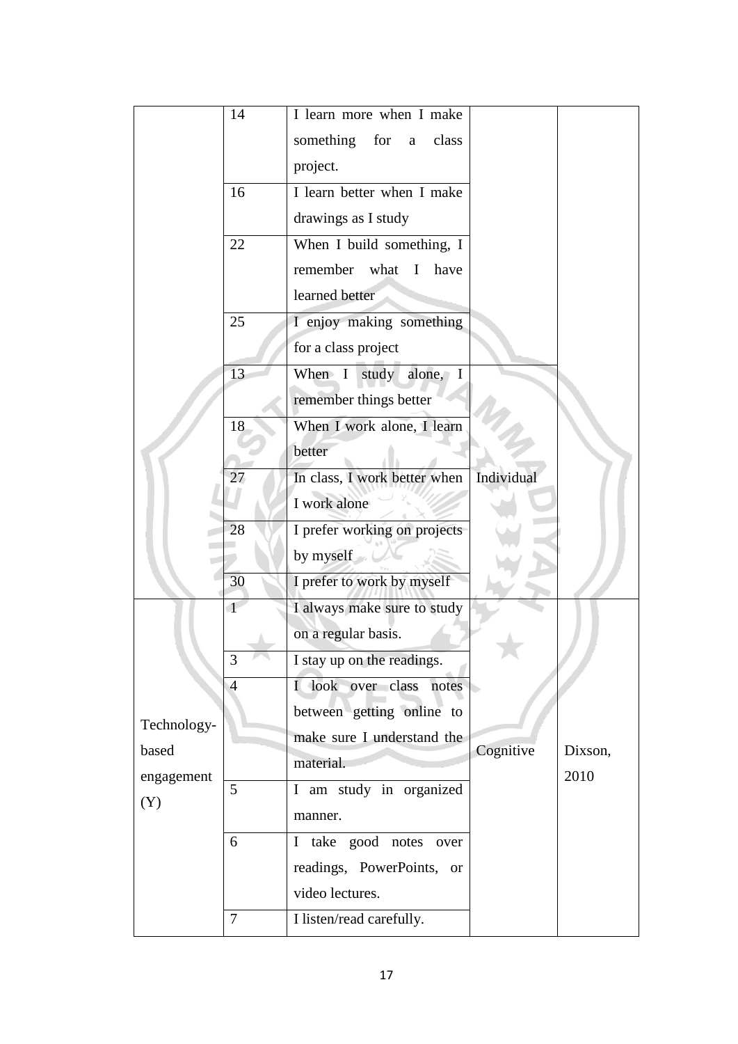| | 14 | I learn more when I make something for a class project. | | |
|---|---|---|---|---|
| | 16 | I learn better when I make drawings as I study | | |
| | 22 | When I build something, I remember what I have learned better | | |
| | 25 | I enjoy making something for a class project | | |
| | 13 | When I study alone, I remember things better | Individual | |
| | 18 | When I work alone, I learn better | | |
| | 27 | In class, I work better when I work alone | | |
| | 28 | I prefer working on projects by myself | | |
| | 30 | I prefer to work by myself | | |
| Technology-based engagement (Y) | 1 | I always make sure to study on a regular basis. | Cognitive | Dixson, 2010 |
| | 3 | I stay up on the readings. | | |
| | 4 | I look over class notes between getting online to make sure I understand the material. | | |
| | 5 | I am study in organized manner. | | |
| | 6 | I take good notes over readings, PowerPoints, or video lectures. | | |
| | 7 | I listen/read carefully. | | |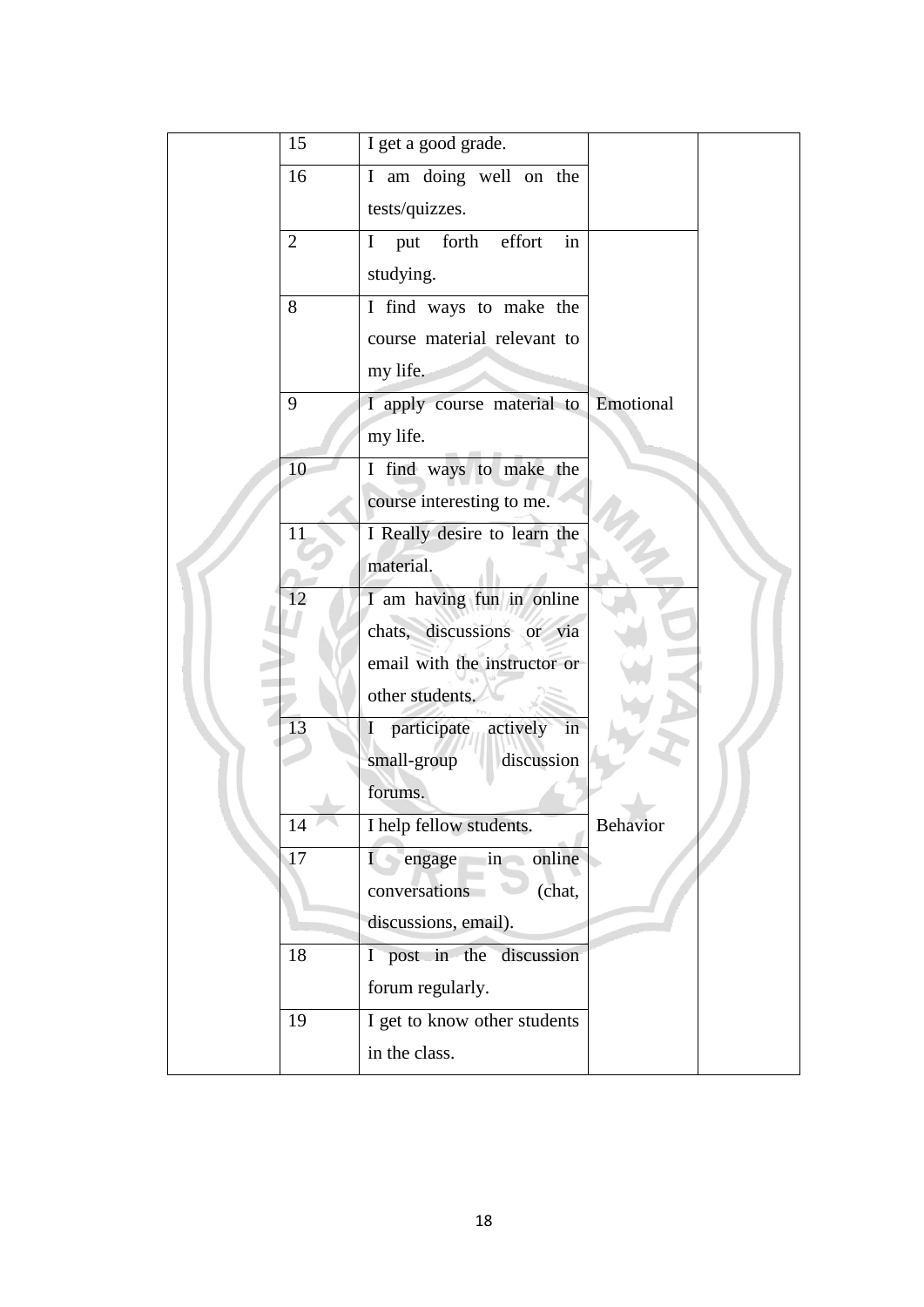|  | 15 | I get a good grade. |  |  |
|---|---|---|---|---|
|  | 16 | I am doing well on the tests/quizzes. |  |  |
|  | 2 | I put forth effort in studying. | Emotional |  |
|  | 8 | I find ways to make the course material relevant to my life. |  |  |
|  | 9 | I apply course material to my life. |  |  |
|  | 10 | I find ways to make the course interesting to me. |  |  |
|  | 11 | I Really desire to learn the material. |  |  |
|  | 12 | I am having fun in online chats, discussions or via email with the instructor or other students. | Behavior |  |
|  | 13 | I participate actively in small-group discussion forums. |  |  |
|  | 14 | I help fellow students. |  |  |
|  | 17 | I engage in online conversations (chat, discussions, email). |  |  |
|  | 18 | I post in the discussion forum regularly. |  |  |
|  | 19 | I get to know other students in the class. |  |  |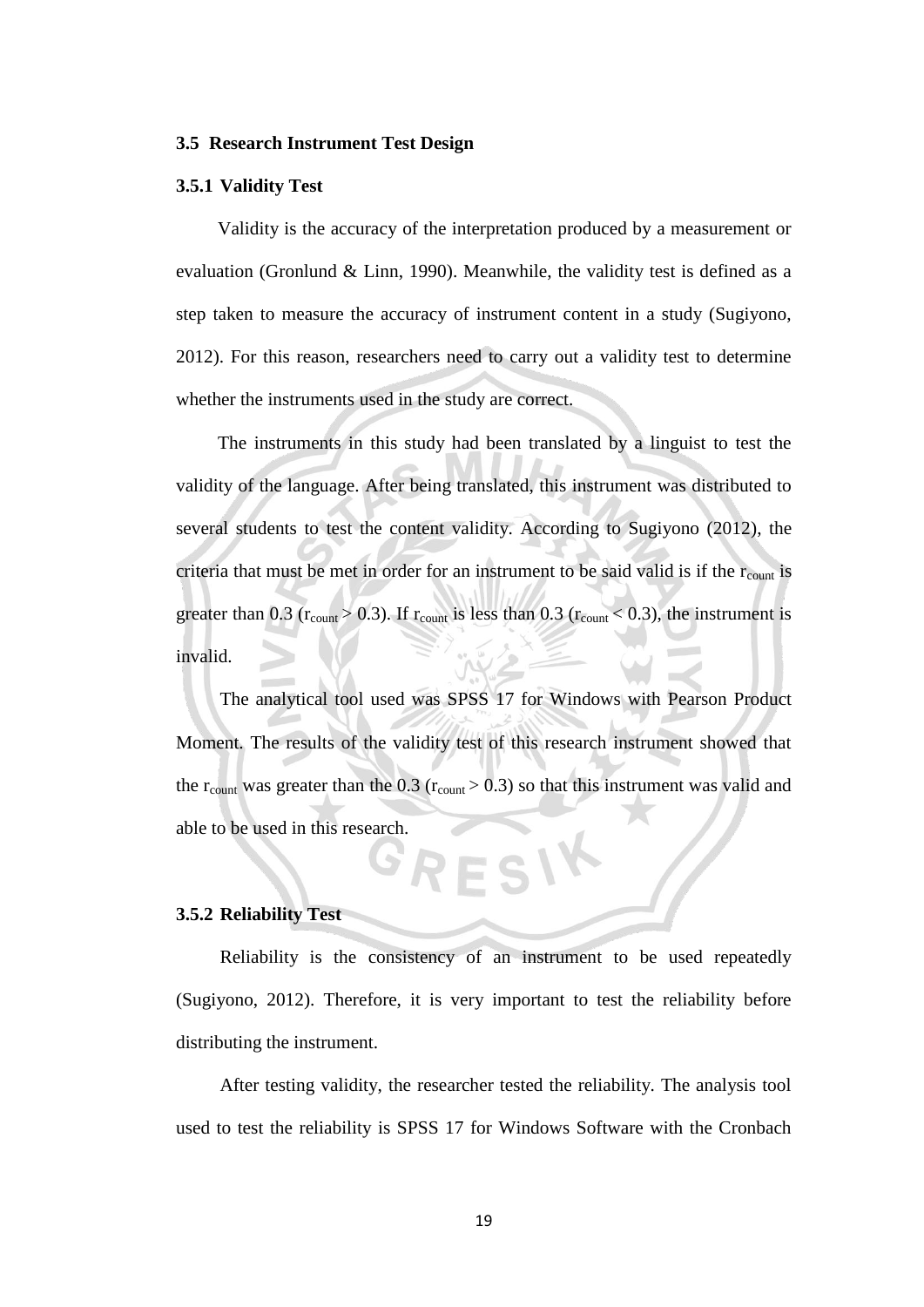### 3.5 Research Instrument Test Design

#### 3.5.1 Validity Test

Validity is the accuracy of the interpretation produced by a measurement or evaluation (Gronlund & Linn, 1990). Meanwhile, the validity test is defined as a step taken to measure the accuracy of instrument content in a study (Sugiyono, 2012). For this reason, researchers need to carry out a validity test to determine whether the instruments used in the study are correct.

The instruments in this study had been translated by a linguist to test the validity of the language. After being translated, this instrument was distributed to several students to test the content validity. According to Sugiyono (2012), the criteria that must be met in order for an instrument to be said valid is if the $r_{count}$ is greater than 0.3 ($r_{count} > 0.3$). If $r_{count}$ is less than 0.3 ($r_{count} < 0.3$), the instrument is invalid.

The analytical tool used was SPSS 17 for Windows with Pearson Product Moment. The results of the validity test of this research instrument showed that the $r_{count}$ was greater than the 0.3 ($r_{count} > 0.3$) so that this instrument was valid and able to be used in this research.

#### 3.5.2 Reliability Test

Reliability is the consistency of an instrument to be used repeatedly (Sugiyono, 2012). Therefore, it is very important to test the reliability before distributing the instrument.

After testing validity, the researcher tested the reliability. The analysis tool used to test the reliability is SPSS 17 for Windows Software with the Cronbach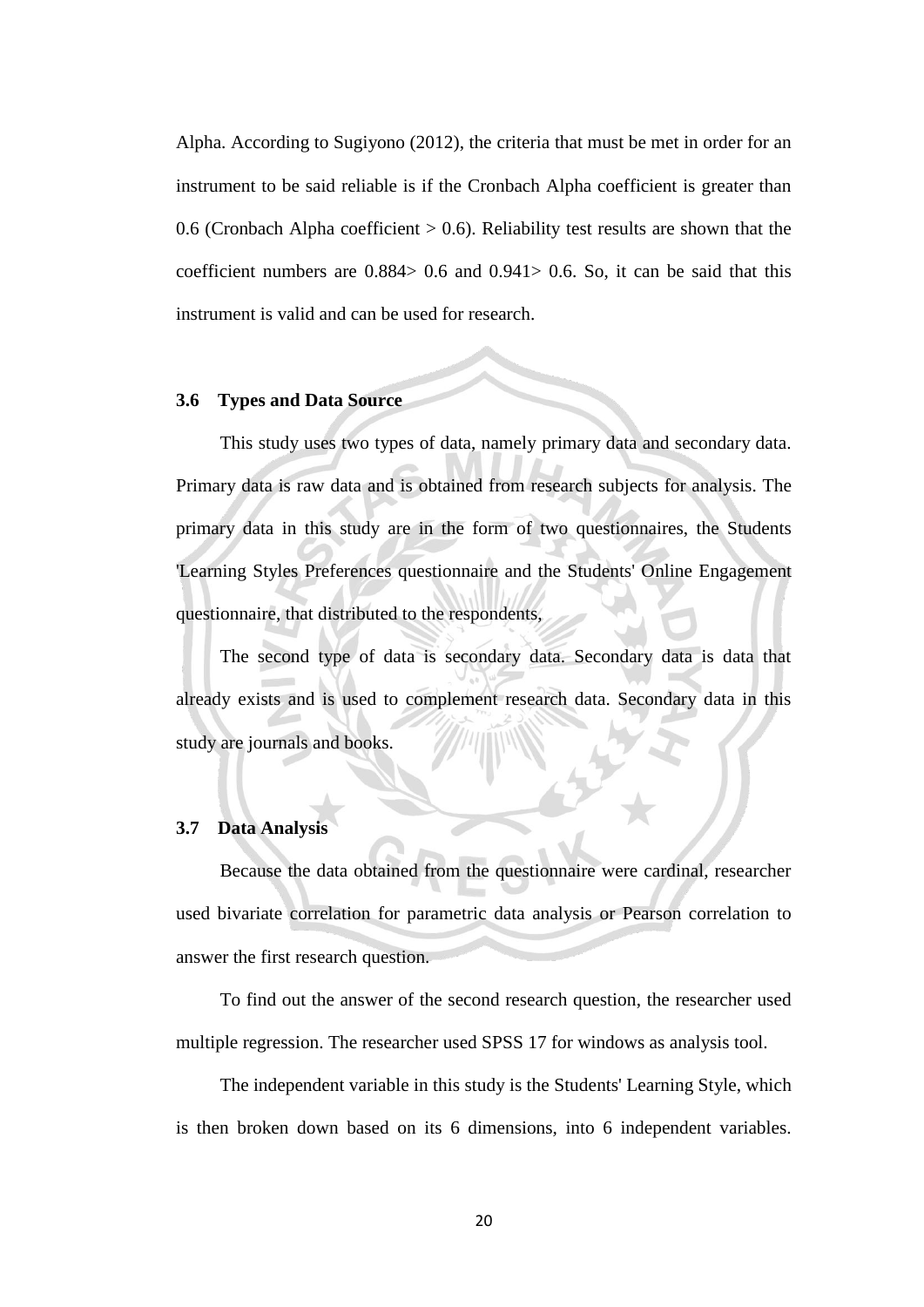Alpha. According to Sugiyono (2012), the criteria that must be met in order for an instrument to be said reliable is if the Cronbach Alpha coefficient is greater than 0.6 (Cronbach Alpha coefficient > 0.6). Reliability test results are shown that the coefficient numbers are 0.884> 0.6 and 0.941> 0.6. So, it can be said that this instrument is valid and can be used for research.

### 3.6 Types and Data Source

This study uses two types of data, namely primary data and secondary data. Primary data is raw data and is obtained from research subjects for analysis. The primary data in this study are in the form of two questionnaires, the Students 'Learning Styles Preferences questionnaire and the Students' Online Engagement questionnaire, that distributed to the respondents,

The second type of data is secondary data. Secondary data is data that already exists and is used to complement research data. Secondary data in this study are journals and books.

### 3.7 Data Analysis

Because the data obtained from the questionnaire were cardinal, researcher used bivariate correlation for parametric data analysis or Pearson correlation to answer the first research question.

To find out the answer of the second research question, the researcher used multiple regression. The researcher used SPSS 17 for windows as analysis tool.

The independent variable in this study is the Students' Learning Style, which is then broken down based on its 6 dimensions, into 6 independent variables.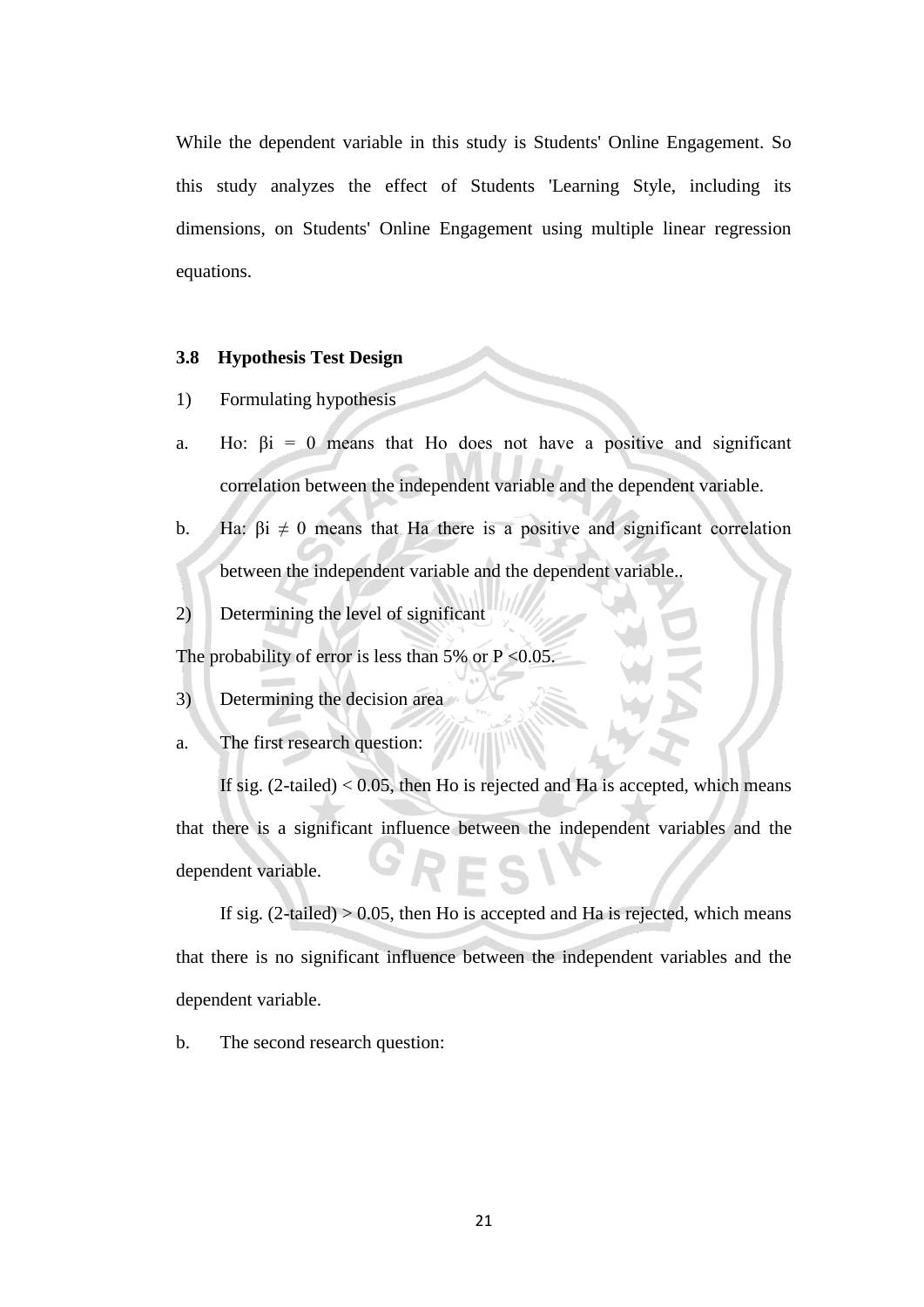While the dependent variable in this study is Students' Online Engagement. So this study analyzes the effect of Students 'Learning Style, including its dimensions, on Students' Online Engagement using multiple linear regression equations.

### 3.8 Hypothesis Test Design

1) Formulating hypothesis

a. Ho: $\beta i = 0$ means that Ho does not have a positive and significant correlation between the independent variable and the dependent variable.

b. Ha: $\beta i \neq 0$ means that Ha there is a positive and significant correlation between the independent variable and the dependent variable..

2) Determining the level of significant

The probability of error is less than 5% or $P < 0.05$.

3) Determining the decision area

a. The first research question:

If sig. (2-tailed) < 0.05, then Ho is rejected and Ha is accepted, which means that there is a significant influence between the independent variables and the dependent variable.

If sig. (2-tailed) > 0.05, then Ho is accepted and Ha is rejected, which means that there is no significant influence between the independent variables and the dependent variable.

b. The second research question: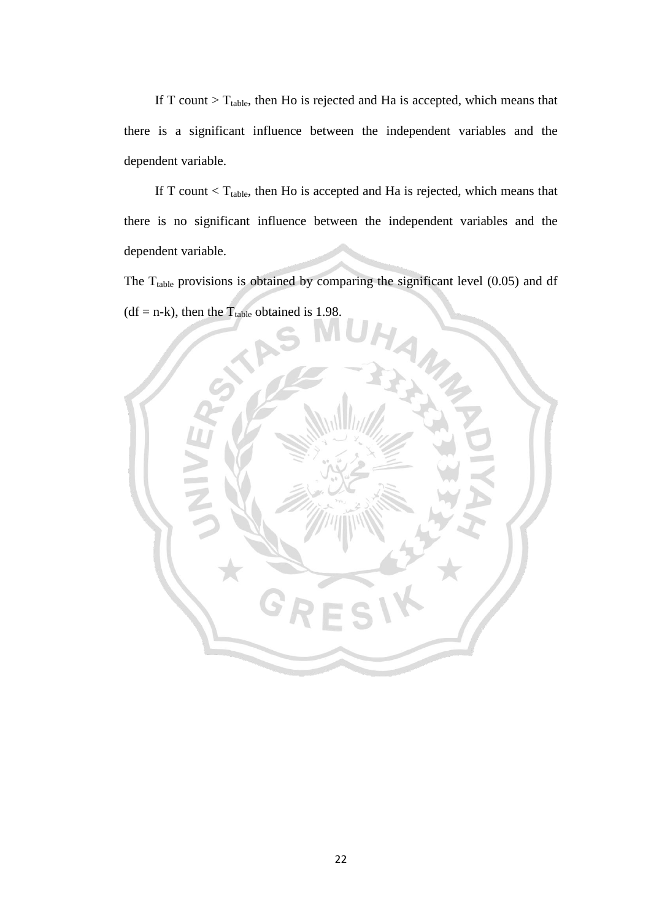If T count > $T_{table}$, then Ho is rejected and Ha is accepted, which means that there is a significant influence between the independent variables and the dependent variable.

If T count < $T_{table}$, then Ho is accepted and Ha is rejected, which means that there is no significant influence between the independent variables and the dependent variable.

The $T_{table}$ provisions is obtained by comparing the significant level (0.05) and df (df = n-k), then the $T_{table}$ obtained is 1.98.